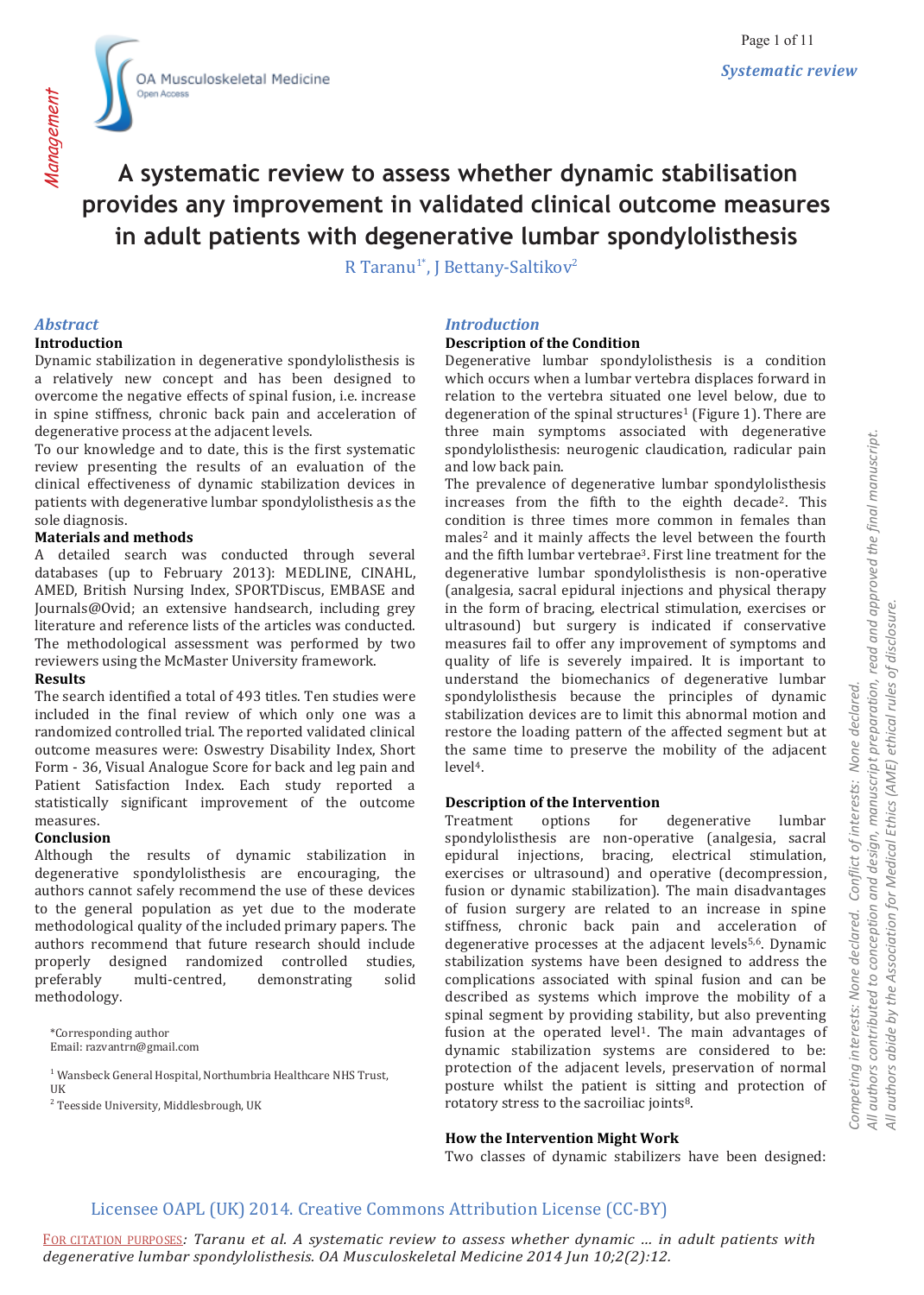Systematic review

# A systematic review to assess whether dynamic stabilisation provides any improvement in validated clinical outcome measures in adult patients with degenerative lumbar spondylolisthesis

R Taranu[1*], J Bettany-Saltikov[2]

## Abstract

### Introduction

Dynamic stabilization in degenerative spondylolisthesis is a relatively new concept and has been designed to overcome the negative effects of spinal fusion, i.e. increase in spine stiffness, chronic back pain and acceleration of degenerative process at the adjacent levels.

To our knowledge and to date, this is the first systematic review presenting the results of an evaluation of the clinical effectiveness of dynamic stabilization devices in patients with degenerative lumbar spondylolisthesis as the sole diagnosis.

### Materials and methods

A detailed search was conducted through several databases (up to February 2013): MEDLINE, CINAHL, AMED, British Nursing Index, SPORTDiscus, EMBASE and Journals@Ovid; an extensive handsearch, including grey literature and reference lists of the articles was conducted. The methodological assessment was performed by two reviewers using the McMaster University framework.

### Results

The search identified a total of 493 titles. Ten studies were included in the final review of which only one was a randomized controlled trial. The reported validated clinical outcome measures were: Oswestry Disability Index, Short Form - 36, Visual Analogue Score for back and leg pain and Patient Satisfaction Index. Each study reported a statistically significant improvement of the outcome measures.

### Conclusion

Although the results of dynamic stabilization in degenerative spondylolisthesis are encouraging, the authors cannot safely recommend the use of these devices to the general population as yet due to the moderate methodological quality of the included primary papers. The authors recommend that future research should include properly designed randomized controlled studies, preferably multi-centred, demonstrating solid methodology.

*Corresponding author
Email: razvantrn@gmail.com

[1] Wansbeck General Hospital, Northumbria Healthcare NHS Trust, UK
[2] Teesside University, Middlesbrough, UK

## Introduction

### Description of the Condition

Degenerative lumbar spondylolisthesis is a condition which occurs when a lumbar vertebra displaces forward in relation to the vertebra situated one level below, due to degeneration of the spinal structures[1] (Figure 1). There are three main symptoms associated with degenerative spondylolisthesis: neurogenic claudication, radicular pain and low back pain.

The prevalence of degenerative lumbar spondylolisthesis increases from the fifth to the eighth decade[2]. This condition is three times more common in females than males[2] and it mainly affects the level between the fourth and the fifth lumbar vertebrae[3]. First line treatment for the degenerative lumbar spondylolisthesis is non-operative (analgesia, sacral epidural injections and physical therapy in the form of bracing, electrical stimulation, exercises or ultrasound) but surgery is indicated if conservative measures fail to offer any improvement of symptoms and quality of life is severely impaired. It is important to understand the biomechanics of degenerative lumbar spondylolisthesis because the principles of dynamic stabilization devices are to limit this abnormal motion and restore the loading pattern of the affected segment but at the same time to preserve the mobility of the adjacent level[4].

### Description of the Intervention

Treatment options for degenerative lumbar spondylolisthesis are non-operative (analgesia, sacral epidural injections, bracing, electrical stimulation, exercises or ultrasound) and operative (decompression, fusion or dynamic stabilization). The main disadvantages of fusion surgery are related to an increase in spine stiffness, chronic back pain and acceleration of degenerative processes at the adjacent levels[5,6]. Dynamic stabilization systems have been designed to address the complications associated with spinal fusion and can be described as systems which improve the mobility of a spinal segment by providing stability, but also preventing fusion at the operated level[1]. The main advantages of dynamic stabilization systems are considered to be: protection of the adjacent levels, preservation of normal posture whilst the patient is sitting and protection of rotatory stress to the sacroiliac joints[8].

### How the Intervention Might Work

Two classes of dynamic stabilizers have been designed:

Competing interests: None declared. Conflict of interests: None declared.
All authors contributed to conception and design, manuscript preparation, read and approved the final manuscript.
All authors abide by the Association for Medical Ethics (AME) ethical rules of disclosure.

Licensee OAPL (UK) 2014. Creative Commons Attribution License (CC-BY)

For citation purposes: Taranu et al. A systematic review to assess whether dynamic ... in adult patients with degenerative lumbar spondylolisthesis. OA Musculoskeletal Medicine 2014 Jun 10;2(2):12.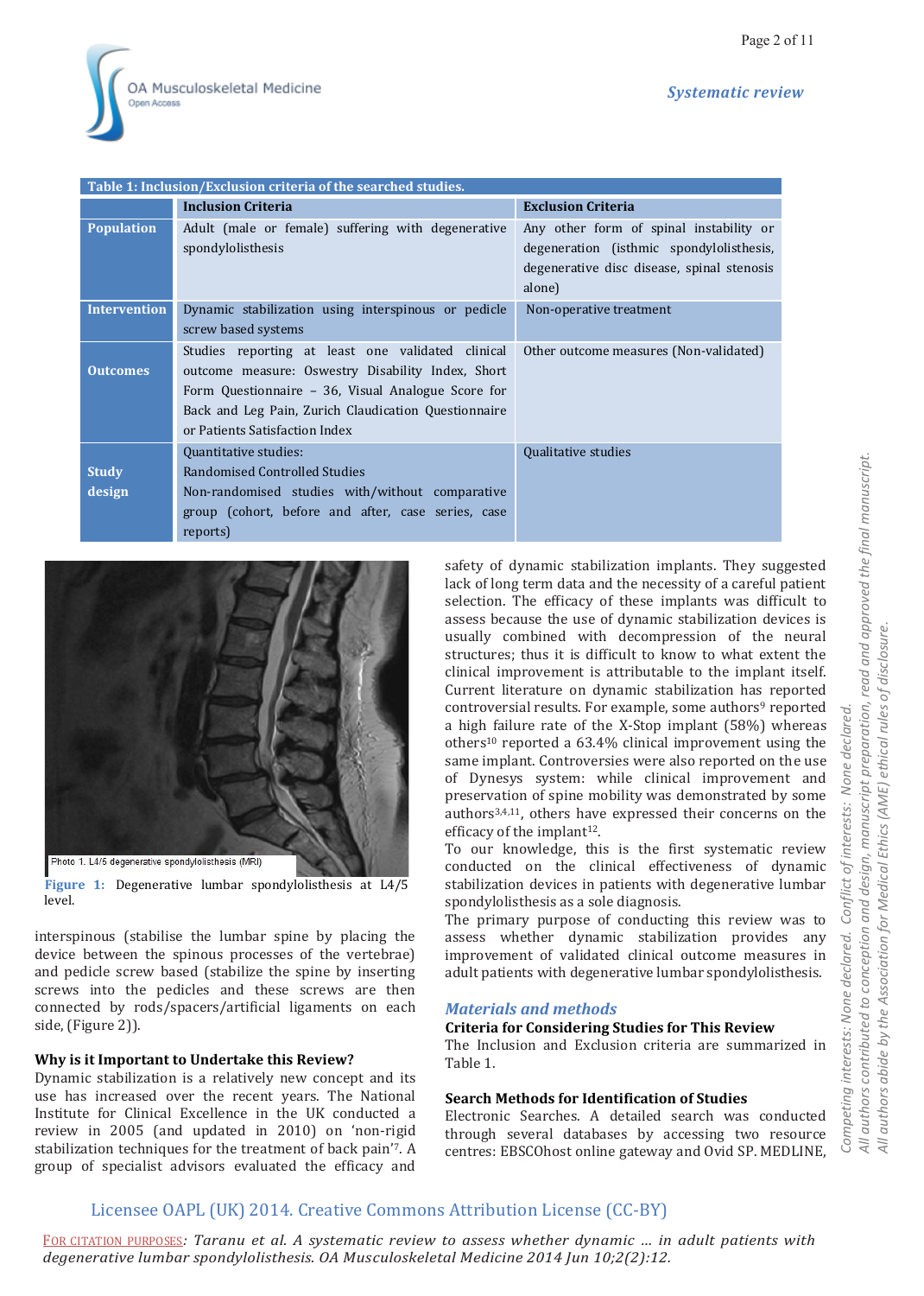| Table 1: Inclusion/Exclusion criteria of the searched studies. | | |
|---|---|---|
| | **Inclusion Criteria** | **Exclusion Criteria** |
| **Population** | Adult (male or female) suffering with degenerative spondylolisthesis | Any other form of spinal instability or degeneration (isthmic spondylolisthesis, degenerative disc disease, spinal stenosis alone) |
| **Intervention** | Dynamic stabilization using interspinous or pedicle screw based systems | Non-operative treatment |
| **Outcomes** | Studies reporting at least one validated clinical outcome measure: Oswestry Disability Index, Short Form Questionnaire – 36, Visual Analogue Score for Back and Leg Pain, Zurich Claudication Questionnaire or Patients Satisfaction Index | Other outcome measures (Non-validated) |
| **Study design** | Quantitative studies: Randomised Controlled Studies Non-randomised studies with/without comparative group (cohort, before and after, case series, case reports) | Qualitative studies |

Photo 1. L4/5 degenerative spondylolisthesis (MRI)

**Figure 1:** Degenerative lumbar spondylolisthesis at L4/5 level.

interspinous (stabilise the lumbar spine by placing the device between the spinous processes of the vertebrae) and pedicle screw based (stabilize the spine by inserting screws into the pedicles and these screws are then connected by rods/spacers/artificial ligaments on each side, (Figure 2)).

### Why is it Important to Undertake this Review?

Dynamic stabilization is a relatively new concept and its use has increased over the recent years. The National Institute for Clinical Excellence in the UK conducted a review in 2005 (and updated in 2010) on 'non-rigid stabilization techniques for the treatment of back pain'[7]. A group of specialist advisors evaluated the efficacy and safety of dynamic stabilization implants. They suggested lack of long term data and the necessity of a careful patient selection. The efficacy of these implants was difficult to assess because the use of dynamic stabilization devices is usually combined with decompression of the neural structures; thus it is difficult to know to what extent the clinical improvement is attributable to the implant itself. Current literature on dynamic stabilization has reported controversial results. For example, some authors[9] reported a high failure rate of the X-Stop implant (58%) whereas others[10] reported a 63.4% clinical improvement using the same implant. Controversies were also reported on the use of Dynesys system: while clinical improvement and preservation of spine mobility was demonstrated by some authors[3,4,11], others have expressed their concerns on the efficacy of the implant[12].

To our knowledge, this is the first systematic review conducted on the clinical effectiveness of dynamic stabilization devices in patients with degenerative lumbar spondylolisthesis as a sole diagnosis.

The primary purpose of conducting this review was to assess whether dynamic stabilization provides any improvement of validated clinical outcome measures in adult patients with degenerative lumbar spondylolisthesis.

## Materials and methods

### Criteria for Considering Studies for This Review

The Inclusion and Exclusion criteria are summarized in Table 1.

### Search Methods for Identification of Studies

Electronic Searches. A detailed search was conducted through several databases by accessing two resource centres: EBSCOhost online gateway and Ovid SP. MEDLINE,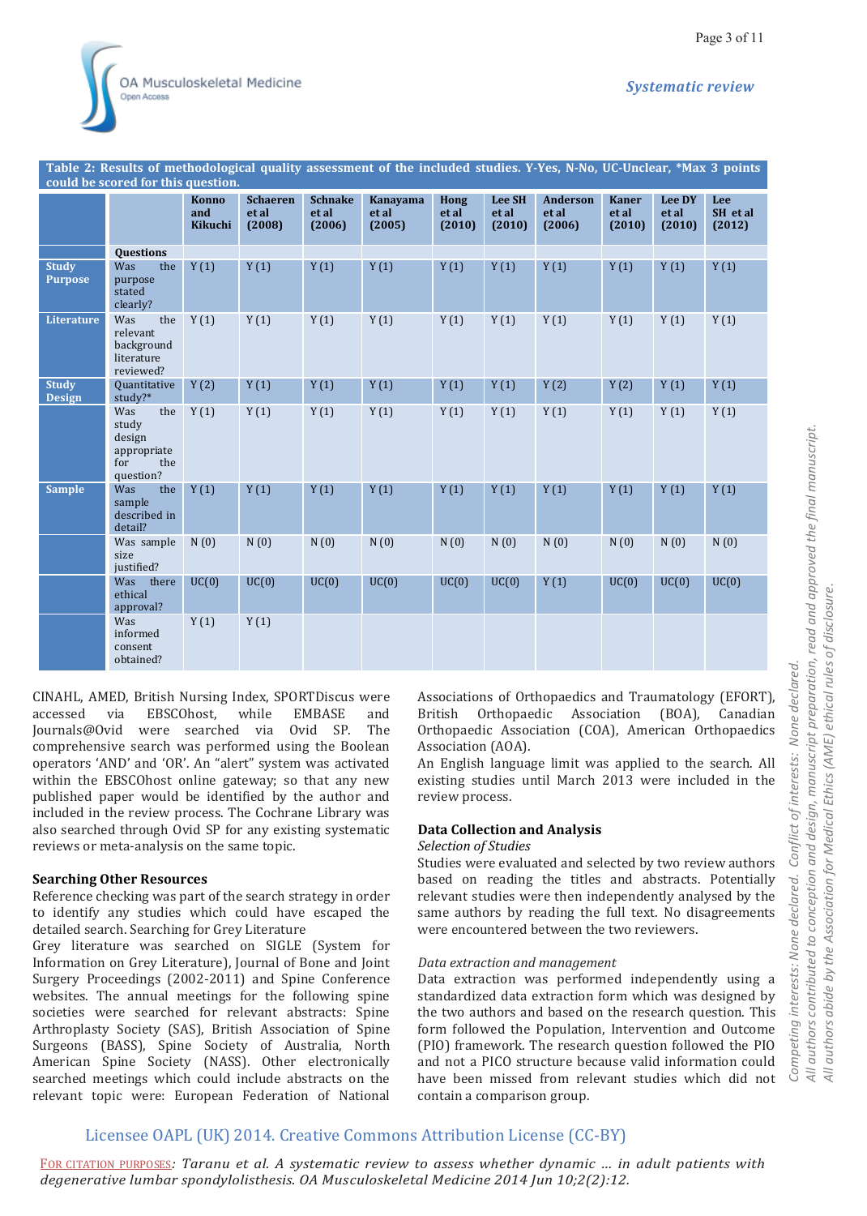Table 2: Results of methodological quality assessment of the included studies. Y-Yes, N-No, UC-Unclear, *Max 3 points could be scored for this question.

| | | Konno and Kikuchi | Schaeren et al (2008) | Schnake et al (2006) | Kanayama et al (2005) | Hong et al (2010) | Lee SH et al (2010) | Anderson et al (2006) | Kaner et al (2010) | Lee DY et al (2010) | Lee SH et al (2012) |
|---|---|---|---|---|---|---|---|---|---|---|---|
| | **Questions** | | | | | | | | | | |
| **Study Purpose** | Was the purpose stated clearly? | Y (1) | Y (1) | Y (1) | Y (1) | Y (1) | Y (1) | Y (1) | Y (1) | Y (1) | Y (1) |
| **Literature** | Was the relevant background literature reviewed? | Y (1) | Y (1) | Y (1) | Y (1) | Y (1) | Y (1) | Y (1) | Y (1) | Y (1) | Y (1) |
| **Study Design** | Quantitative study?* | Y (2) | Y (1) | Y (1) | Y (1) | Y (1) | Y (1) | Y (2) | Y (2) | Y (1) | Y (1) |
| | Was the study design appropriate for the question? | Y (1) | Y (1) | Y (1) | Y (1) | Y (1) | Y (1) | Y (1) | Y (1) | Y (1) | Y (1) |
| **Sample** | Was the sample described in detail? | Y (1) | Y (1) | Y (1) | Y (1) | Y (1) | Y (1) | Y (1) | Y (1) | Y (1) | Y (1) |
| | Was sample size justified? | N (0) | N (0) | N (0) | N (0) | N (0) | N (0) | N (0) | N (0) | N (0) | N (0) |
| | Was there ethical approval? | UC(0) | UC(0) | UC(0) | UC(0) | UC(0) | UC(0) | Y (1) | UC(0) | UC(0) | UC(0) |
| | Was informed consent obtained? | Y (1) | Y (1) | | | | | | | | |

CINAHL, AMED, British Nursing Index, SPORTDiscus were accessed via EBSCOhost, while EMBASE and Journals@Ovid were searched via Ovid SP. The comprehensive search was performed using the Boolean operators 'AND' and 'OR'. An "alert" system was activated within the EBSCOhost online gateway; so that any new published paper would be identified by the author and included in the review process. The Cochrane Library was also searched through Ovid SP for any existing systematic reviews or meta-analysis on the same topic.

### Searching Other Resources

Reference checking was part of the search strategy in order to identify any studies which could have escaped the detailed search. Searching for Grey Literature

Grey literature was searched on SIGLE (System for Information on Grey Literature), Journal of Bone and Joint Surgery Proceedings (2002-2011) and Spine Conference websites. The annual meetings for the following spine societies were searched for relevant abstracts: Spine Arthroplasty Society (SAS), British Association of Spine Surgeons (BASS), Spine Society of Australia, North American Spine Society (NASS). Other electronically searched meetings which could include abstracts on the relevant topic were: European Federation of National Associations of Orthopaedics and Traumatology (EFORT), British Orthopaedic Association (BOA), Canadian Orthopaedic Association (COA), American Orthopaedics Association (AOA).

An English language limit was applied to the search. All existing studies until March 2013 were included in the review process.

### Data Collection and Analysis

*Selection of Studies*

Studies were evaluated and selected by two review authors based on reading the titles and abstracts. Potentially relevant studies were then independently analysed by the same authors by reading the full text. No disagreements were encountered between the two reviewers.

*Data extraction and management*

Data extraction was performed independently using a standardized data extraction form which was designed by the two authors and based on the research question. This form followed the Population, Intervention and Outcome (PIO) framework. The research question followed the PIO and not a PICO structure because valid information could have been missed from relevant studies which did not contain a comparison group.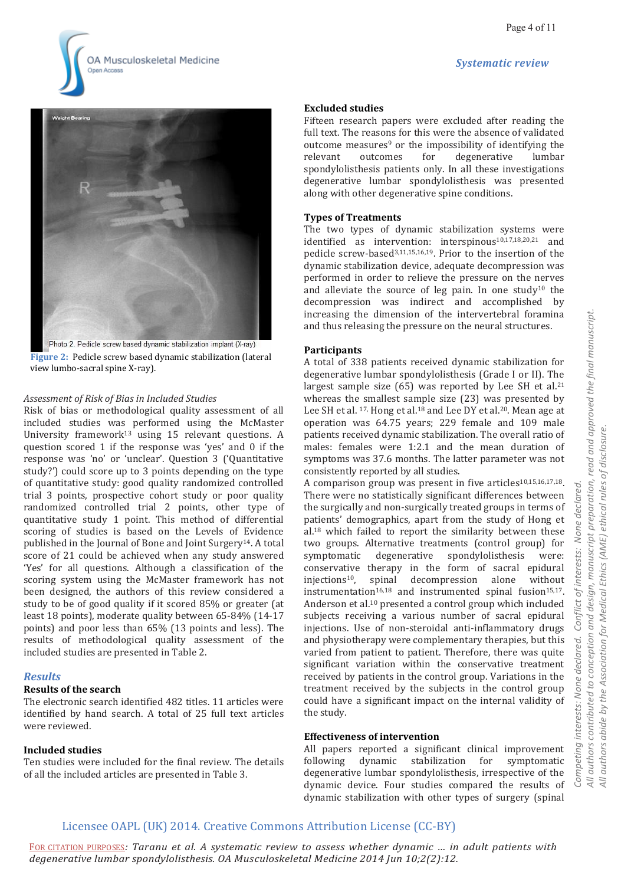Figure 2: Pedicle screw based dynamic stabilization (lateral view lumbo-sacral spine X-ray).

*Assessment of Risk of Bias in Included Studies*

Risk of bias or methodological quality assessment of all included studies was performed using the McMaster University framework[13] using 15 relevant questions. A question scored 1 if the response was 'yes' and 0 if the response was 'no' or 'unclear'. Question 3 ('Quantitative study?') could score up to 3 points depending on the type of quantitative study: good quality randomized controlled trial 3 points, prospective cohort study or poor quality randomized controlled trial 2 points, other type of quantitative study 1 point. This method of differential scoring of studies is based on the Levels of Evidence published in the Journal of Bone and Joint Surgery[14]. A total score of 21 could be achieved when any study answered 'Yes' for all questions. Although a classification of the scoring system using the McMaster framework has not been designed, the authors of this review considered a study to be of good quality if it scored 85% or greater (at least 18 points), moderate quality between 65-84% (14-17 points) and poor less than 65% (13 points and less). The results of methodological quality assessment of the included studies are presented in Table 2.

## Results

### Results of the search

The electronic search identified 482 titles. 11 articles were identified by hand search. A total of 25 full text articles were reviewed.

### Included studies

Ten studies were included for the final review. The details of all the included articles are presented in Table 3.

### Excluded studies

Fifteen research papers were excluded after reading the full text. The reasons for this were the absence of validated outcome measures[9] or the impossibility of identifying the relevant outcomes for degenerative lumbar spondylolisthesis patients only. In all these investigations degenerative lumbar spondylolisthesis was presented along with other degenerative spine conditions.

### Types of Treatments

The two types of dynamic stabilization systems were identified as intervention: interspinous[10,17,18,20,21] and pedicle screw-based[3,11,15,16,19]. Prior to the insertion of the dynamic stabilization device, adequate decompression was performed in order to relieve the pressure on the nerves and alleviate the source of leg pain. In one study[10] the decompression was indirect and accomplished by increasing the dimension of the intervertebral foramina and thus releasing the pressure on the neural structures.

### Participants

A total of 338 patients received dynamic stabilization for degenerative lumbar spondylolisthesis (Grade I or II). The largest sample size (65) was reported by Lee SH et al.[21] whereas the smallest sample size (23) was presented by Lee SH et al.[17], Hong et al.[18] and Lee DY et al.[20]. Mean age at operation was 64.75 years; 229 female and 109 male patients received dynamic stabilization. The overall ratio of males: females were 1:2.1 and the mean duration of symptoms was 37.6 months. The latter parameter was not consistently reported by all studies.

A comparison group was present in five articles[10,15,16,17,18]. There were no statistically significant differences between the surgically and non-surgically treated groups in terms of patients' demographics, apart from the study of Hong et al.[18] which failed to report the similarity between these two groups. Alternative treatments (control group) for symptomatic degenerative spondylolisthesis were: conservative therapy in the form of sacral epidural injections[10], spinal decompression alone without instrumentation[16,18] and instrumented spinal fusion[15,17]. Anderson et al.[10] presented a control group which included subjects receiving a various number of sacral epidural injections. Use of non-steroidal anti-inflammatory drugs and physiotherapy were complementary therapies, but this varied from patient to patient. Therefore, there was quite significant variation within the conservative treatment received by patients in the control group. Variations in the treatment received by the subjects in the control group could have a significant impact on the internal validity of the study.

### Effectiveness of intervention

All papers reported a significant clinical improvement following dynamic stabilization for symptomatic degenerative lumbar spondylolisthesis, irrespective of the dynamic device. Four studies compared the results of dynamic stabilization with other types of surgery (spinal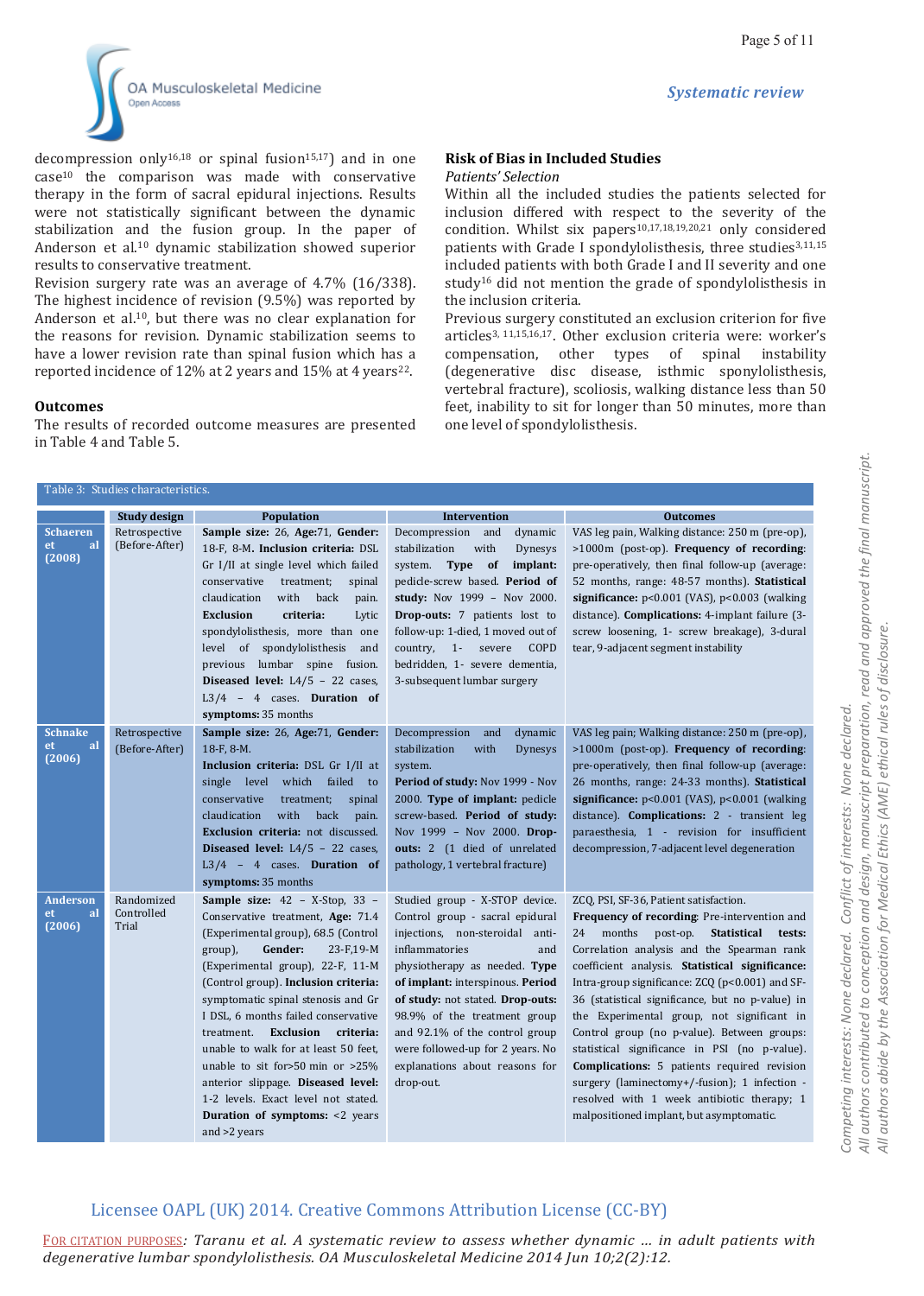decompression only[16,18] or spinal fusion[15,17]) and in one case[10] the comparison was made with conservative therapy in the form of sacral epidural injections. Results were not statistically significant between the dynamic stabilization and the fusion group. In the paper of Anderson et al.[10] dynamic stabilization showed superior results to conservative treatment.

Revision surgery rate was an average of 4.7% (16/338). The highest incidence of revision (9.5%) was reported by Anderson et al.[10], but there was no clear explanation for the reasons for revision. Dynamic stabilization seems to have a lower revision rate than spinal fusion which has a reported incidence of 12% at 2 years and 15% at 4 years[22].

### Outcomes

The results of recorded outcome measures are presented in Table 4 and Table 5.

### Risk of Bias in Included Studies

*Patients' Selection*

Within all the included studies the patients selected for inclusion differed with respect to the severity of the condition. Whilst six papers[10,17,18,19,20,21] only considered patients with Grade I spondylolisthesis, three studies[3,11,15] included patients with both Grade I and II severity and one study[16] did not mention the grade of spondylolisthesis in the inclusion criteria.

Previous surgery constituted an exclusion criterion for five articles[3, 11,15,16,17]. Other exclusion criteria were: worker's compensation, other types of spinal instability (degenerative disc disease, isthmic sponylolisthesis, vertebral fracture), scoliosis, walking distance less than 50 feet, inability to sit for longer than 50 minutes, more than one level of spondylolisthesis.

Table 3: Studies characteristics.

| | Study design | Population | Intervention | Outcomes |
|---|---|---|---|---|
| **Schaeren et al (2008)** | Retrospective (Before-After) | **Sample size:** 26, **Age:**71, **Gender:** 18-F, 8-M. **Inclusion criteria:** DSL Gr I/II at single level which failed conservative treatment; spinal claudication with back pain. **Exclusion criteria:** Lytic spondylolisthesis, more than one level of spondylolisthesis and previous lumbar spine fusion. **Diseased level:** L4/5 – 22 cases, L3/4 – 4 cases. **Duration of symptoms:** 35 months | Decompression and dynamic stabilization with Dynesys system. **Type of implant:** pedicle-screw based. **Period of study:** Nov 1999 – Nov 2000. **Drop-outs:** 7 patients lost to follow-up: 1-died, 1 moved out of country, 1- severe COPD bedridden, 1- severe dementia, 3-subsequent lumbar surgery | VAS leg pain, Walking distance: 250 m (pre-op), >1000m (post-op). **Frequency of recording:** pre-operatively, then final follow-up (average: 52 months, range: 48-57 months). **Statistical significance:** p<0.001 (VAS), p<0.003 (walking distance). **Complications:** 4-implant failure (3-screw loosening, 1- screw breakage), 3-dural tear, 9-adjacent segment instability |
| **Schnake et al (2006)** | Retrospective (Before-After) | **Sample size:** 26, **Age:**71, **Gender:** 18-F, 8-M. **Inclusion criteria:** DSL Gr I/II at single level which failed to conservative treatment; spinal claudication with back pain. **Exclusion criteria:** not discussed. **Diseased level:** L4/5 – 22 cases, L3/4 – 4 cases. **Duration of symptoms:** 35 months | Decompression and dynamic stabilization with Dynesys system. **Period of study:** Nov 1999 - Nov 2000. **Type of implant:** pedicle screw-based. **Period of study:** Nov 1999 – Nov 2000. **Drop-outs:** 2 (1 died of unrelated pathology, 1 vertebral fracture) | VAS leg pain; Walking distance: 250 m (pre-op), >1000m (post-op). **Frequency of recording:** pre-operatively, then final follow-up (average: 26 months, range: 24-33 months). **Statistical significance:** p<0.001 (VAS), p<0.001 (walking distance). **Complications:** 2 - transient leg paraesthesia, 1 - revision for insufficient decompression, 7-adjacent level degeneration |
| **Anderson et al (2006)** | Randomized Controlled Trial | **Sample size:** 42 – X-Stop, 33 – Conservative treatment, **Age:** 71.4 (Experimental group), 68.5 (Control group), **Gender:** 23-F,19-M (Experimental group), 22-F, 11-M (Control group). **Inclusion criteria:** symptomatic spinal stenosis and Gr I DSL, 6 months failed conservative treatment. **Exclusion criteria:** unable to walk for at least 50 feet, unable to sit for>50 min or >25% anterior slippage. **Diseased level:** 1-2 levels. Exact level not stated. **Duration of symptoms:** <2 years and >2 years | Studied group - X-STOP device. Control group - sacral epidural injections, non-steroidal anti-inflammatories and physiotherapy as needed. **Type of implant:** interspinous. **Period of study:** not stated. **Drop-outs:** 98.9% of the treatment group and 92.1% of the control group were followed-up for 2 years. No explanations about reasons for drop-out. | ZCQ, PSI, SF-36, Patient satisfaction. **Frequency of recording:** Pre-intervention and 24 months post-op. **Statistical tests:** Correlation analysis and the Spearman rank coefficient analysis. **Statistical significance:** Intra-group significance: ZCQ (p<0.001) and SF-36 (statistical significance, but no p-value) in the Experimental group, not significant in Control group (no p-value). Between groups: statistical significance in PSI (no p-value). **Complications:** 5 patients required revision surgery (laminectomy+/-fusion); 1 infection - resolved with 1 week antibiotic therapy; 1 malpositioned implant, but asymptomatic. |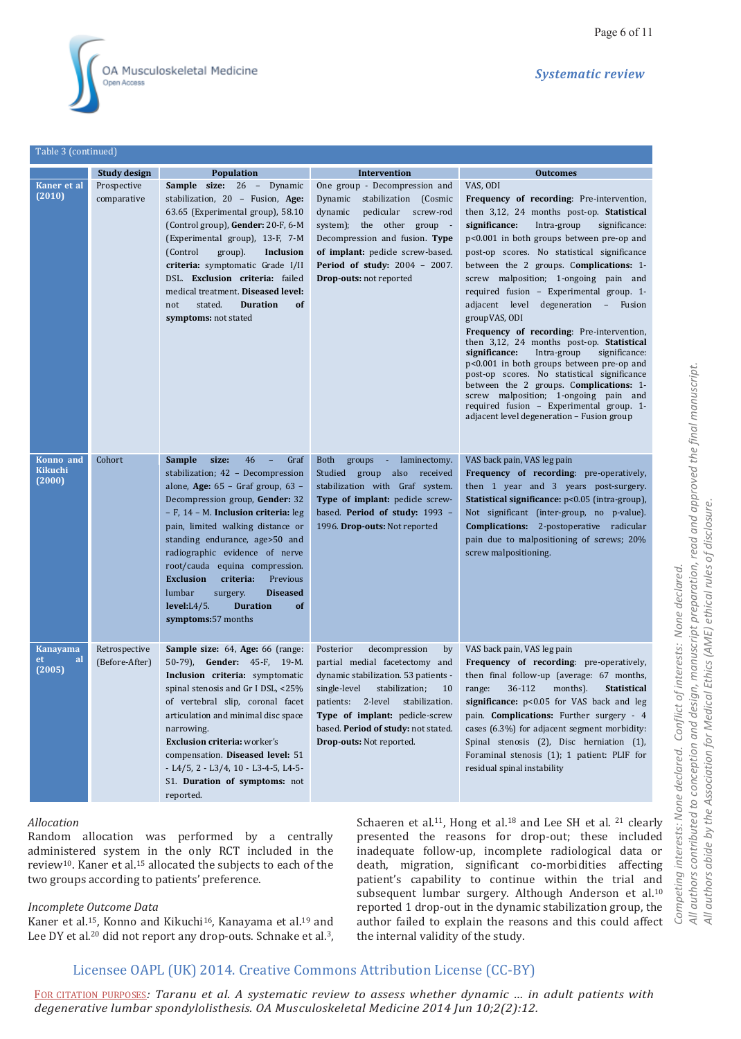Table 3 (continued)

| | Study design | Population | Intervention | Outcomes |
|---|---|---|---|---|
| **Kaner et al (2010)** | Prospective comparative | **Sample size:** 26 – Dynamic stabilization, 20 – Fusion, **Age:** 63.65 (Experimental group), 58.10 (Control group), **Gender:** 20-F, 6-M (Experimental group), 13-F, 7-M (Control group). **Inclusion criteria:** symptomatic Grade I/II DSL. **Exclusion criteria:** failed medical treatment. **Diseased level:** not stated. **Duration of symptoms:** not stated | One group - Decompression and Dynamic stabilization (Cosmic dynamic pedicular screw-rod system); the other group - Decompression and fusion. **Type of implant:** pedicle screw-based. **Period of study:** 2004 – 2007. **Drop-outs:** not reported | VAS, ODI **Frequency of recording:** Pre-intervention, then 3,12, 24 months post-op. **Statistical significance:** Intra-group significance: p<0.001 in both groups between pre-op and post-op scores. No statistical significance between the 2 groups. **Complications:** 1-screw malposition; 1-ongoing pain and required fusion – Experimental group. 1-adjacent level degeneration – Fusion groupVAS, ODI **Frequency of recording:** Pre-intervention, then 3,12, 24 months post-op. **Statistical significance:** Intra-group significance: p<0.001 in both groups between pre-op and post-op scores. No statistical significance between the 2 groups. **Complications:** 1-screw malposition; 1-ongoing pain and required fusion – Experimental group. 1-adjacent level degeneration – Fusion group |
| **Konno and Kikuchi (2000)** | Cohort | **Sample size:** 46 – Graf stabilization; 42 – Decompression alone, **Age:** 65 – Graf group, 63 – Decompression group, **Gender:** 32 – F, 14 – M. **Inclusion criteria:** leg pain, limited walking distance or standing endurance, age>50 and radiographic evidence of nerve root/cauda equina compression. **Exclusion criteria:** Previous lumbar surgery. **Diseased level:**L4/5. **Duration of symptoms:**57 months | Both groups - laminectomy. Studied group also received stabilization with Graf system. **Type of implant:** pedicle screw-based. **Period of study:** 1993 – 1996. **Drop-outs:** Not reported | VAS back pain, VAS leg pain **Frequency of recording:** pre-operatively, then 1 year and 3 years post-surgery. **Statistical significance:** p<0.05 (intra-group), Not significant (inter-group, no p-value). **Complications:** 2-postoperative radicular pain due to malpositioning of screws; 20% screw malpositioning. |
| **Kanayama et al (2005)** | Retrospective (Before-After) | **Sample size:** 64, **Age:** 66 (range: 50-79), **Gender:** 45-F, 19-M. **Inclusion criteria:** symptomatic spinal stenosis and Gr I DSL, <25% of vertebral slip, coronal facet articulation and minimal disc space narrowing. **Exclusion criteria:** worker's compensation. **Diseased level:** 51 - L4/5, 2 - L3/4, 10 - L3-4-5, L4-5-S1. **Duration of symptoms:** not reported. | Posterior decompression by partial medial facetectomy and dynamic stabilization. 53 patients - single-level stabilization; 10 patients: 2-level stabilization. **Type of implant:** pedicle-screw based. **Period of study:** not stated. **Drop-outs:** Not reported. | VAS back pain, VAS leg pain **Frequency of recording:** pre-operatively, then final follow-up (average: 67 months, range: 36-112 months). **Statistical significance:** p<0.05 for VAS back and leg pain. **Complications:** Further surgery - 4 cases (6.3%) for adjacent segment morbidity: Spinal stenosis (2), Disc herniation (1), Foraminal stenosis (1); 1 patient: PLIF for residual spinal instability |

*Allocation*

Random allocation was performed by a centrally administered system in the only RCT included in the review[10]. Kaner et al.[15] allocated the subjects to each of the two groups according to patients' preference.

*Incomplete Outcome Data*

Kaner et al.[15], Konno and Kikuchi[16], Kanayama et al.[19] and Lee DY et al.[20] did not report any drop-outs. Schnake et al.[3], Schaeren et al.[11], Hong et al.[18] and Lee SH et al. [21] clearly presented the reasons for drop-out; these included inadequate follow-up, incomplete radiological data or death, migration, significant co-morbidities affecting patient's capability to continue within the trial and subsequent lumbar surgery. Although Anderson et al.[10] reported 1 drop-out in the dynamic stabilization group, the author failed to explain the reasons and this could affect the internal validity of the study.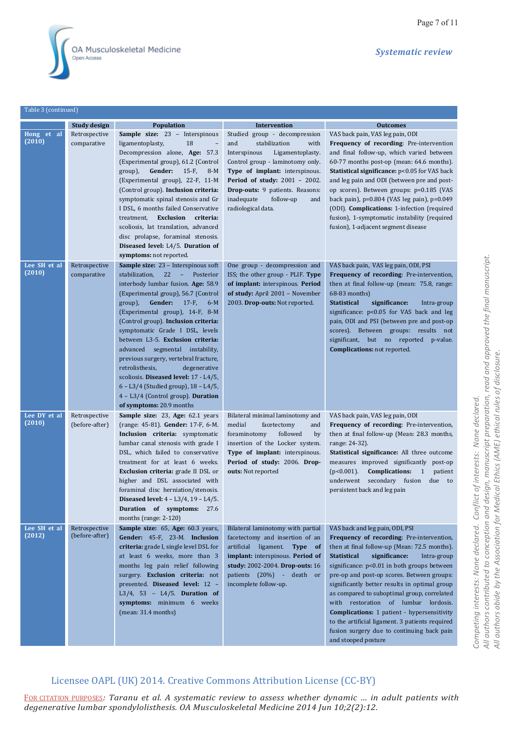Table 3 (continued)

| | Study design | Population | Intervention | Outcomes |
|---|---|---|---|---|
| **Hong et al (2010)** | Retrospective comparative | **Sample size:** 23 – Interspinous ligamentoplasty, 18 – Decompression alone, **Age:** 57.3 (Experimental group), 61.2 (Control group), **Gender:** 15-F, 8-M (Experimental group), 22-F, 11-M (Control group). **Inclusion criteria:** symptomatic spinal stenosis and Gr I DSL, 6 months failed Conservative treatment, **Exclusion criteria:** scoliosis, lat translation, advanced disc prolapse, foraminal stenosis. **Diseased level:** L4/5. **Duration of symptoms:** not reported. | Studied group - decompression and stabilization with Interspinous Ligamentoplasty. Control group - laminotomy only. **Type of implant:** interspinous. **Period of study:** 2001 – 2002. **Drop-outs:** 9 patients. Reasons: inadequate follow-up and radiological data. | VAS back pain, VAS leg pain, ODI **Frequency of recording**: Pre-intervention and final follow-up, which varied between 60-77 months post-op (mean: 64.6 months). **Statistical significance:** p<0.05 for VAS back and leg pain and ODI (between pre and post-op scores). Between groups: p=0.185 (VAS back pain), p=0.804 (VAS leg pain), p=0.049 (ODI). **Complications:** 1-infection (required fusion), 1-symptomatic instability (required fusion), 1-adjacent segment disease |
| **Lee SH et al (2010)** | Retrospective comparative | **Sample size:** 23 – Interspinous soft stabilization, 22 – Posterior interbody lumbar fusion. **Age:** 58.9 (Experimental group), 56.7 (Control group), **Gender:** 17-F, 6-M (Experimental group), 14-F, 8-M (Control group). **Inclusion criteria:** symptomatic Grade I DSL, levels between L3-5. **Exclusion criteria:** advanced segmental instability, previous surgery, vertebral fracture, retrolisthesis, degenerative scoliosis. **Diseased level:** 17 - L4/5, 6 – L3/4 (Studied group), 18 – L4/5, 4 – L3/4 (Control group). **Duration of symptoms:** 20.9 months | One group - decompression and ISS; the other group - PLIF. **Type of implant:** interspinous. **Period of study:** April 2001 – November 2003. **Drop-outs:** Not reported. | VAS back pain, VAS leg pain, ODI, PSI **Frequency of recording**: Pre-intervention, then at final follow-up (mean: 75.8, range: 68-83 months) **Statistical significance:** Intra-group significance: p<0.05 for VAS back and leg pain, ODI and PSI (between pre and post-op scores). Between groups: results not significant, but no reported p-value. **Complications:** not reported. |
| **Lee DY et al (2010)** | Retrospective (before-after) | **Sample size:** 23, **Age:** 62.1 years (range: 45-81). **Gender:** 17-F, 6-M. **Inclusion criteria:** symptomatic lumbar canal stenosis with grade I DSL, which failed to conservative treatment for at least 6 weeks. **Exclusion criteria:** grade II DSL or higher and DSL associated with foraminal disc herniation/stenosis. **Diseased level:** 4 – L3/4, 19 – L4/5. **Duration of symptoms:** 27.6 months (range: 2-120) | Bilateral minimal laminotomy and medial facetectomy and foraminotomy followed by insertion of the Locker system. **Type of implant:** interspinous. **Period of study:** 2006. **Drop-outs:** Not reported | VAS back pain, VAS leg pain, ODI **Frequency of recording:** Pre-intervention, then at final follow-up (Mean: 28.3 months, range: 24-32). **Statistical significance:** All three outcome measures improved significantly post-op (p<0.001). **Complications:** 1 patient underwent secondary fusion due to persistent back and leg pain |
| **Lee SH et al (2012)** | Retrospective (before-after) | **Sample size:** 65, **Age:** 60.3 years, **Gender:** 45-F, 23-M. **Inclusion criteria:** grade I, single level DSL for at least 6 weeks, more than 3 months leg pain relief following surgery. **Exclusion criteria:** not presented. **Diseased level:** 12 – L3/4, 53 – L4/5. **Duration of symptoms:** minimum 6 weeks (mean: 31.4 months) | Bilateral laminotomy with partial facetectomy and insertion of an artificial ligament. **Type of implant:** interspinous. **Period of study:** 2002-2004. **Drop-outs:** 16 patients (20%) - death or incomplete follow-up. | VAS back and leg pain, ODI, PSI **Frequency of recording:** Pre-intervention, then at final follow-up (Mean: 72.5 months). **Statistical significance:** Intra-group significance: p<0.01 in both groups between pre-op and post-op scores. Between groups: significantly better results in optimal group as compared to suboptimal group, correlated with restoration of lumbar lordosis. **Complications:** 1 patient - hypersensitivity to the artificial ligament. 3 patients required fusion surgery due to continuing back pain and stooped posture |

Competing interests: None declared. Conflict of interests: None declared.
All authors contributed to conception and design, manuscript preparation, read and approved the final manuscript.
All authors abide by the Association for Medical Ethics (AME) ethical rules of disclosure.

Licensee OAPL (UK) 2014. Creative Commons Attribution License (CC-BY)

FOR CITATION PURPOSES: *Taranu et al. A systematic review to assess whether dynamic ... in adult patients with degenerative lumbar spondylolisthesis. OA Musculoskeletal Medicine 2014 Jun 10;2(2):12.*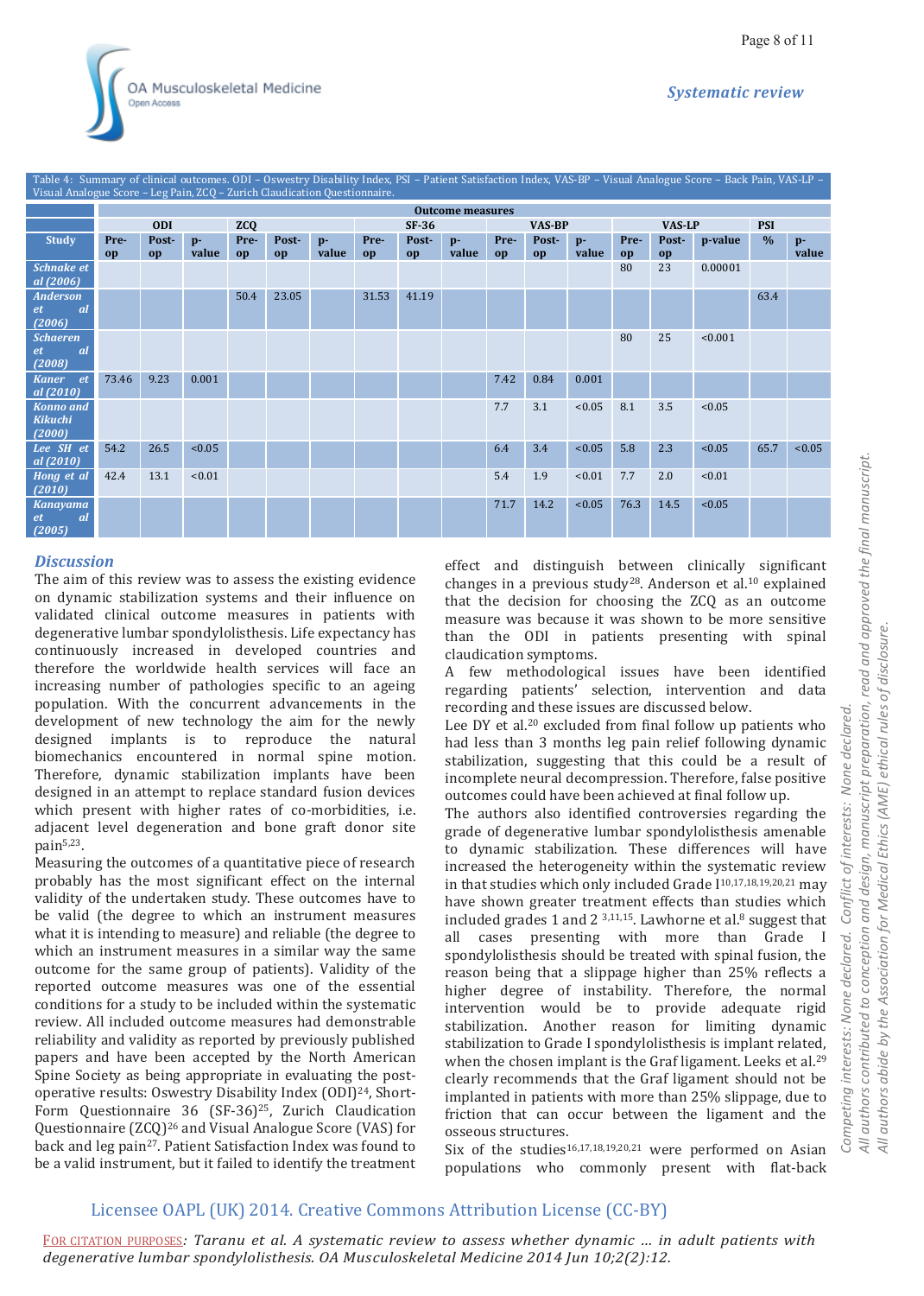Table 4: Summary of clinical outcomes. ODI – Oswestry Disability Index, PSI – Patient Satisfaction Index, VAS-BP – Visual Analogue Score – Back Pain, VAS-LP – Visual Analogue Score – Leg Pain, ZCQ – Zurich Claudication Questionnaire.

| | Outcome measures | | | | | | | | | | | | | | | | |
|---|---|---|---|---|---|---|---|---|---|---|---|---|---|---|---|---|---|
| | ODI | | | ZCQ | | | SF-36 | | | VAS-BP | | | VAS-LP | | | PSI | |
| Study | Pre-op | Post-op | p-value | Pre-op | Post-op | p-value | Pre-op | Post-op | p-value | Pre-op | Post-op | p-value | Pre-op | Post-op | p-value | % | p-value |
| *Schnake et al (2006)* | | | | | | | | | | | | | 80 | 23 | 0.00001 | | |
| *Anderson et al (2006)* | | | | 50.4 | 23.05 | | 31.53 | 41.19 | | | | | | | | 63.4 | |
| *Schaeren et al (2008)* | | | | | | | | | | | | | 80 | 25 | <0.001 | | |
| *Kaner et al (2010)* | 73.46 | 9.23 | 0.001 | | | | | | | 7.42 | 0.84 | 0.001 | | | | | |
| *Konno and Kikuchi (2000)* | | | | | | | | | | 7.7 | 3.1 | <0.05 | 8.1 | 3.5 | <0.05 | | |
| *Lee SH et al (2010)* | 54.2 | 26.5 | <0.05 | | | | | | | 6.4 | 3.4 | <0.05 | 5.8 | 2.3 | <0.05 | 65.7 | <0.05 |
| *Hong et al (2010)* | 42.4 | 13.1 | <0.01 | | | | | | | 5.4 | 1.9 | <0.01 | 7.7 | 2.0 | <0.01 | | |
| *Kanayama et al (2005)* | | | | | | | | | | 71.7 | 14.2 | <0.05 | 76.3 | 14.5 | <0.05 | | |

## Discussion

The aim of this review was to assess the existing evidence on dynamic stabilization systems and their influence on validated clinical outcome measures in patients with degenerative lumbar spondylolisthesis. Life expectancy has continuously increased in developed countries and therefore the worldwide health services will face an increasing number of pathologies specific to an ageing population. With the concurrent advancements in the development of new technology the aim for the newly designed implants is to reproduce the natural biomechanics encountered in normal spine motion. Therefore, dynamic stabilization implants have been designed in an attempt to replace standard fusion devices which present with higher rates of co-morbidities, i.e. adjacent level degeneration and bone graft donor site pain[5,23].

Measuring the outcomes of a quantitative piece of research probably has the most significant effect on the internal validity of the undertaken study. These outcomes have to be valid (the degree to which an instrument measures what it is intending to measure) and reliable (the degree to which an instrument measures in a similar way the same outcome for the same group of patients). Validity of the reported outcome measures was one of the essential conditions for a study to be included within the systematic review. All included outcome measures had demonstrable reliability and validity as reported by previously published papers and have been accepted by the North American Spine Society as being appropriate in evaluating the post-operative results: Oswestry Disability Index (ODI)[24], Short-Form Questionnaire 36 (SF-36)[25], Zurich Claudication Questionnaire (ZCQ)[26] and Visual Analogue Score (VAS) for back and leg pain[27]. Patient Satisfaction Index was found to be a valid instrument, but it failed to identify the treatment effect and distinguish between clinically significant changes in a previous study[28]. Anderson et al.[10] explained that the decision for choosing the ZCQ as an outcome measure was because it was shown to be more sensitive than the ODI in patients presenting with spinal claudication symptoms.

A few methodological issues have been identified regarding patients' selection, intervention and data recording and these issues are discussed below.

Lee DY et al.[20] excluded from final follow up patients who had less than 3 months leg pain relief following dynamic stabilization, suggesting that this could be a result of incomplete neural decompression. Therefore, false positive outcomes could have been achieved at final follow up.

The authors also identified controversies regarding the grade of degenerative lumbar spondylolisthesis amenable to dynamic stabilization. These differences will have increased the heterogeneity within the systematic review in that studies which only included Grade I[10,17,18,19,20,21] may have shown greater treatment effects than studies which included grades 1 and 2 [3,11,15]. Lawhorne et al.[8] suggest that all cases presenting with more than Grade I spondylolisthesis should be treated with spinal fusion, the reason being that a slippage higher than 25% reflects a higher degree of instability. Therefore, the normal intervention would be to provide adequate rigid stabilization. Another reason for limiting dynamic stabilization to Grade I spondylolisthesis is implant related, when the chosen implant is the Graf ligament. Leeks et al.[29] clearly recommends that the Graf ligament should not be implanted in patients with more than 25% slippage, due to friction that can occur between the ligament and the osseous structures.

Six of the studies[16,17,18,19,20,21] were performed on Asian populations who commonly present with flat-back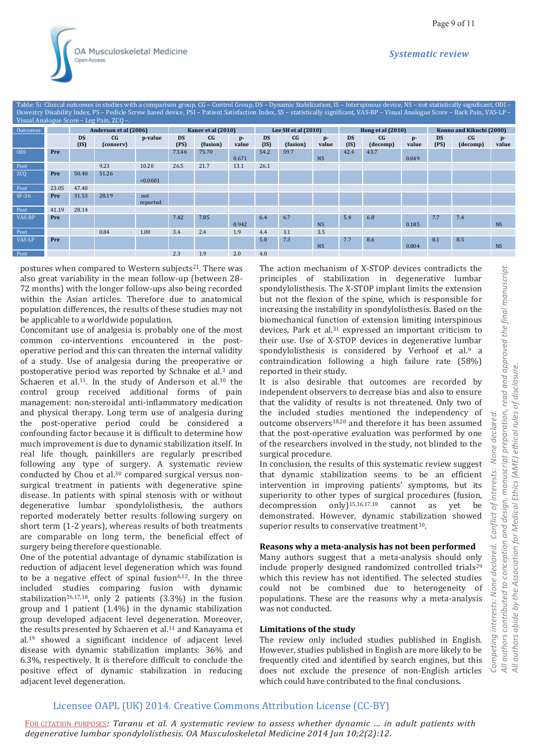Table: 5: Clinical outcomes in studies with a comparison group. CG – Control Group, DS – Dynamic Stabilization, IS – Interspinous device, NS – not statistically significant, ODI – Oswestry Disability Index, PS – Pedicle Screw based device, PSI – Patient Satisfaction Index, SS – statistically significant, VAS-BP – Visual Analogue Score – Back Pain, VAS-LP – Visual Analogue Score – Leg Pain, ZCQ –.

| Outcomes | | Anderson et al (2006) | | | Kaner et al (2010) | | | Lee SH et al (2010) | | | Hong et al (2010) | | | Konno and Kikuchi (2000) | | |
|---|---|---|---|---|---|---|---|---|---|---|---|---|---|---|---|---|
| | | DS (IS) | CG (conserv) | p-value | DS (PS) | CG (fusion) | p-value | DS (IS) | CG (fusion) | p-value | DS (IS) | CG (decomp) | p-value | DS (PS) | CG (decomp) | p-value |
| ODI | Pre | | | | 73.46 | 75.70 | 0.671 | 54.2 | 59.7 | NS | 42.4 | 43.7 | 0.049 | | | |
| Post | | | 9.23 | 10.20 | 26.5 | 21.7 | 13.1 | 26.1 | | | | | | | | |
| ZCQ | Pre | 50.40 | 51.26 | <0.0001 | | | | | | | | | | | | |
| Post | 23.05 | 47.40 | | | | | | | | | | | | | | |
| SF-36 | Pre | 31.53 | 28.19 | not reported | | | | | | | | | | | | |
| Post | 41.19 | 28.14 | | | | | | | | | | | | | | |
| VAS-BP | Pre | | | | 7.42 | 7.85 | 0.942 | 6.4 | 6.7 | NS | 5.4 | 6.8 | 0.185 | 7.7 | 7.4 | NS |
| Post | | | 0.84 | 1.00 | 3.4 | 2.4 | 1.9 | 4.4 | 3.1 | 3.5 | | | | | | |
| VAS-LP | Pre | | | | | | | 5.8 | 7.3 | NS | 7.7 | 8.6 | 0.804 | 8.1 | 8.5 | NS |
| Post | | | | | 2.3 | 1.9 | 2.0 | 4.0 | | | | | | | | |

postures when compared to Western subjects[21]. There was also great variability in the mean follow-up (between 28-72 months) with the longer follow-ups also being recorded within the Asian articles. Therefore due to anatomical population differences, the results of these studies may not be applicable to a worldwide population.

Concomitant use of analgesia is probably one of the most common co-interventions encountered in the post-operative period and this can threaten the internal validity of a study. Use of analgesia during the preoperative or postoperative period was reported by Schnake et al.[3] and Schaeren et al.[11]. In the study of Anderson et al.[10] the control group received additional forms of pain management: non-steroidal anti-inflammatory medication and physical therapy. Long term use of analgesia during the post-operative period could be considered a confounding factor because it is difficult to determine how much improvement is due to dynamic stabilization itself. In real life though, painkillers are regularly prescribed following any type of surgery. A systematic review conducted by Chou et al.[30] compared surgical versus non-surgical treatment in patients with degenerative spine disease. In patients with spinal stenosis with or without degenerative lumbar spondylolisthesis, the authors reported moderately better results following surgery on short term (1-2 years), whereas results of both treatments are comparable on long term, the beneficial effect of surgery being therefore questionable.

One of the potential advantage of dynamic stabilization is reduction of adjacent level degeneration which was found to be a negative effect of spinal fusion[6,12]. In the three included studies comparing fusion with dynamic stabilization[16,17,18], only 2 patients (3.3%) in the fusion group and 1 patient (1.4%) in the dynamic stabilization group developed adjacent level degeneration. Moreover, the results presented by Schaeren et al.[11] and Kanayama et al.[19] showed a significant incidence of adjacent level disease with dynamic stabilization implants: 36% and 6.3%, respectively. It is therefore difficult to conclude the positive effect of dynamic stabilization in reducing adjacent level degeneration.

The action mechanism of X-STOP devices contradicts the principles of stabilization in degenerative lumbar spondylolisthesis. The X-STOP implant limits the extension but not the flexion of the spine, which is responsible for increasing the instability in spondylolisthesis. Based on the biomechanical function of extension limiting interspinous devices, Park et al.[31] expressed an important criticism to their use. Use of X-STOP devices in degenerative lumbar spondylolisthesis is considered by Verhoof et al.[9] a contraindication following a high failure rate (58%) reported in their study.

It is also desirable that outcomes are recorded by independent observers to decrease bias and also to ensure that the validity of results is not threatened. Only two of the included studies mentioned the independency of outcome observers[18,20] and therefore it has been assumed that the post-operative evaluation was performed by one of the researchers involved in the study, not blinded to the surgical procedure.

In conclusion, the results of this systematic review suggest that dynamic stabilization seems to be an efficient intervention in improving patients' symptoms, but its superiority to other types of surgical procedures (fusion, decompression only)[15,16,17,18] cannot as yet be demonstrated. However, dynamic stabilization showed superior results to conservative treatment[10].

## Reasons why a meta-analysis has not been performed

Many authors suggest that a meta-analysis should only include properly designed randomized controlled trials[29] which this review has not identified. The selected studies could not be combined due to heterogeneity of populations. These are the reasons why a meta-analysis was not conducted.

## Limitations of the study

The review only included studies published in English. However, studies published in English are more likely to be frequently cited and identified by search engines, but this does not exclude the presence of non-English articles which could have contributed to the final conclusions.

*Competing interests: None declared. Conflict of interests: None declared. All authors contributed to conception and design, manuscript preparation, read and approved the final manuscript. All authors abide by the Association for Medical Ethics (AME) ethical rules of disclosure.*

Licensee OAPL (UK) 2014. Creative Commons Attribution License (CC-BY)

FOR CITATION PURPOSES: *Taranu et al. A systematic review to assess whether dynamic ... in adult patients with degenerative lumbar spondylolisthesis. OA Musculoskeletal Medicine 2014 Jun 10;2(2):12.*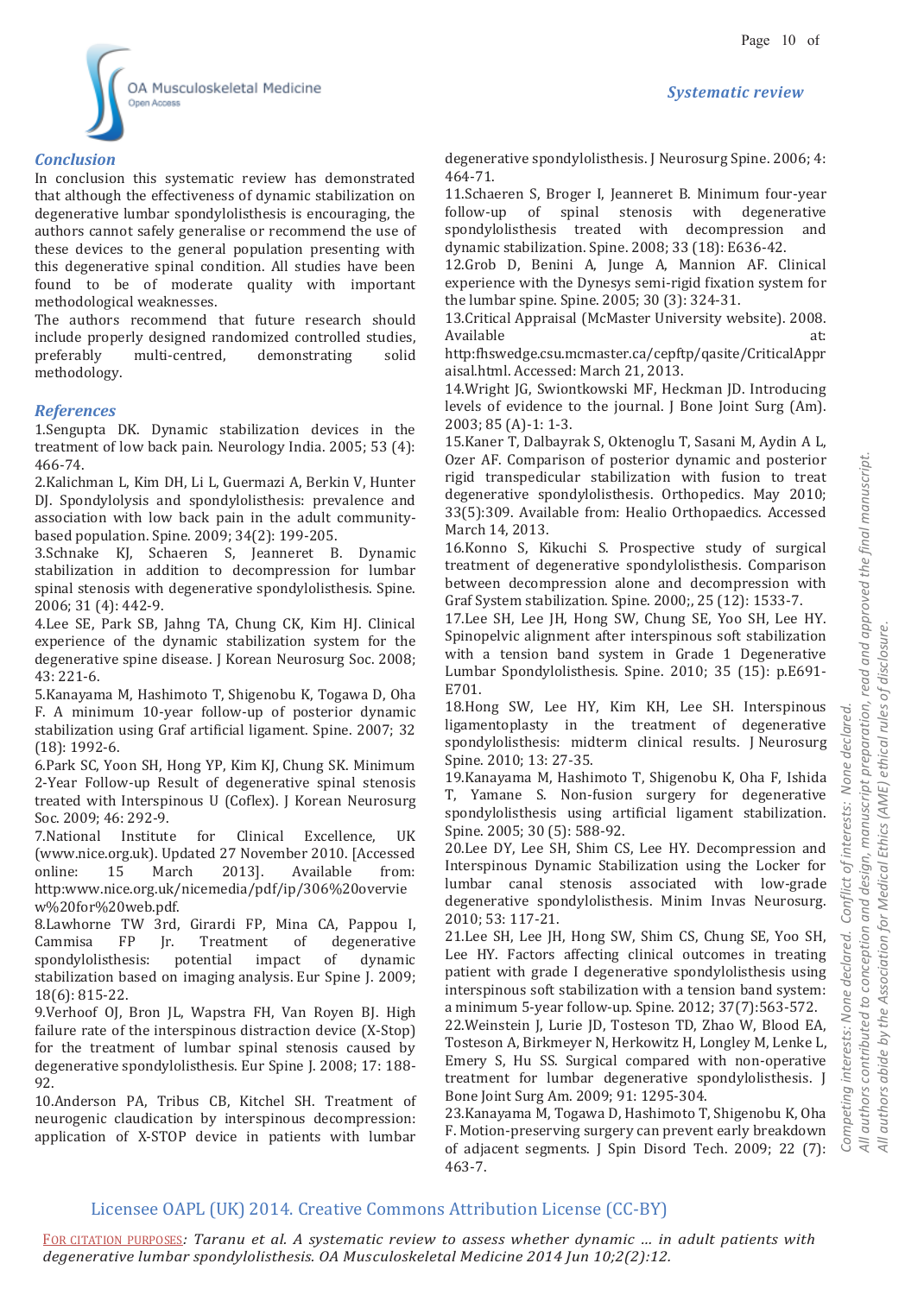## Conclusion

In conclusion this systematic review has demonstrated that although the effectiveness of dynamic stabilization on degenerative lumbar spondylolisthesis is encouraging, the authors cannot safely generalise or recommend the use of these devices to the general population presenting with this degenerative spinal condition. All studies have been found to be of moderate quality with important methodological weaknesses.

The authors recommend that future research should include properly designed randomized controlled studies, preferably multi-centred, demonstrating solid methodology.

## References

1.Sengupta DK. Dynamic stabilization devices in the treatment of low back pain. Neurology India. 2005; 53 (4): 466-74.

2.Kalichman L, Kim DH, Li L, Guermazi A, Berkin V, Hunter DJ. Spondylolysis and spondylolisthesis: prevalence and association with low back pain in the adult community-based population. Spine. 2009; 34(2): 199-205.

3.Schnake KJ, Schaeren S, Jeanneret B. Dynamic stabilization in addition to decompression for lumbar spinal stenosis with degenerative spondylolisthesis. Spine. 2006; 31 (4): 442-9.

4.Lee SE, Park SB, Jahng TA, Chung CK, Kim HJ. Clinical experience of the dynamic stabilization system for the degenerative spine disease. J Korean Neurosurg Soc. 2008; 43: 221-6.

5.Kanayama M, Hashimoto T, Shigenobu K, Togawa D, Oha F. A minimum 10-year follow-up of posterior dynamic stabilization using Graf artificial ligament. Spine. 2007; 32 (18): 1992-6.

6.Park SC, Yoon SH, Hong YP, Kim KJ, Chung SK. Minimum 2-Year Follow-up Result of degenerative spinal stenosis treated with Interspinous U (Coflex). J Korean Neurosurg Soc. 2009; 46: 292-9.

7.National Institute for Clinical Excellence, UK (www.nice.org.uk). Updated 27 November 2010. [Accessed online: 15 March 2013]. Available from: http:www.nice.org.uk/nicemedia/pdf/ip/306%20overview%20for%20web.pdf.

8.Lawhorne TW 3rd, Girardi FP, Mina CA, Pappou I, Cammisa FP Jr. Treatment of degenerative spondylolisthesis: potential impact of dynamic stabilization based on imaging analysis. Eur Spine J. 2009; 18(6): 815-22.

9.Verhoof OJ, Bron JL, Wapstra FH, Van Royen BJ. High failure rate of the interspinous distraction device (X-Stop) for the treatment of lumbar spinal stenosis caused by degenerative spondylolisthesis. Eur Spine J. 2008; 17: 188-92.

10.Anderson PA, Tribus CB, Kitchel SH. Treatment of neurogenic claudication by interspinous decompression: application of X-STOP device in patients with lumbar degenerative spondylolisthesis. J Neurosurg Spine. 2006; 4: 464-71.

11.Schaeren S, Broger I, Jeanneret B. Minimum four-year follow-up of spinal stenosis with degenerative spondylolisthesis treated with decompression and dynamic stabilization. Spine. 2008; 33 (18): E636-42.

12.Grob D, Benini A, Junge A, Mannion AF. Clinical experience with the Dynesys semi-rigid fixation system for the lumbar spine. Spine. 2005; 30 (3): 324-31.

13.Critical Appraisal (McMaster University website). 2008. Available at: http:fhswedge.csu.mcmaster.ca/cepftp/qasite/CriticalAppraisal.html. Accessed: March 21, 2013.

14.Wright JG, Swiontkowski MF, Heckman JD. Introducing levels of evidence to the journal. J Bone Joint Surg (Am). 2003; 85 (A)-1: 1-3.

15.Kaner T, Dalbayrak S, Oktenoglu T, Sasani M, Aydin A L, Ozer AF. Comparison of posterior dynamic and posterior rigid transpedicular stabilization with fusion to treat degenerative spondylolisthesis. Orthopedics. May 2010; 33(5):309. Available from: Healio Orthopaedics. Accessed March 14, 2013.

16.Konno S, Kikuchi S. Prospective study of surgical treatment of degenerative spondylolisthesis. Comparison between decompression alone and decompression with Graf System stabilization. Spine. 2000;, 25 (12): 1533-7.

17.Lee SH, Lee JH, Hong SW, Chung SE, Yoo SH, Lee HY. Spinopelvic alignment after interspinous soft stabilization with a tension band system in Grade 1 Degenerative Lumbar Spondylolisthesis. Spine. 2010; 35 (15): p.E691-E701.

18.Hong SW, Lee HY, Kim KH, Lee SH. Interspinous ligamentoplasty in the treatment of degenerative spondylolisthesis: midterm clinical results. J Neurosurg Spine. 2010; 13: 27-35.

19.Kanayama M, Hashimoto T, Shigenobu K, Oha F, Ishida T, Yamane S. Non-fusion surgery for degenerative spondylolisthesis using artificial ligament stabilization. Spine. 2005; 30 (5): 588-92.

20.Lee DY, Lee SH, Shim CS, Lee HY. Decompression and Interspinous Dynamic Stabilization using the Locker for lumbar canal stenosis associated with low-grade degenerative spondylolisthesis. Minim Invas Neurosurg. 2010; 53: 117-21.

21.Lee SH, Lee JH, Hong SW, Shim CS, Chung SE, Yoo SH, Lee HY. Factors affecting clinical outcomes in treating patient with grade I degenerative spondylolisthesis using interspinous soft stabilization with a tension band system: a minimum 5-year follow-up. Spine. 2012; 37(7):563-572.

22.Weinstein J, Lurie JD, Tosteson TD, Zhao W, Blood EA, Tosteson A, Birkmeyer N, Herkowitz H, Longley M, Lenke L, Emery S, Hu SS. Surgical compared with non-operative treatment for lumbar degenerative spondylolisthesis. J Bone Joint Surg Am. 2009; 91: 1295-304.

23.Kanayama M, Togawa D, Hashimoto T, Shigenobu K, Oha F. Motion-preserving surgery can prevent early breakdown of adjacent segments. J Spin Disord Tech. 2009; 22 (7): 463-7.

*Competing interests: None declared. Conflict of interests: None declared.*
*All authors contributed to conception and design, manuscript preparation, read and approved the final manuscript.*
*All authors abide by the Association for Medical Ethics (AME) ethical rules of disclosure.*

Licensee OAPL (UK) 2014. Creative Commons Attribution License (CC-BY)

FOR CITATION PURPOSES: *Taranu et al. A systematic review to assess whether dynamic ... in adult patients with degenerative lumbar spondylolisthesis. OA Musculoskeletal Medicine 2014 Jun 10;2(2):12.*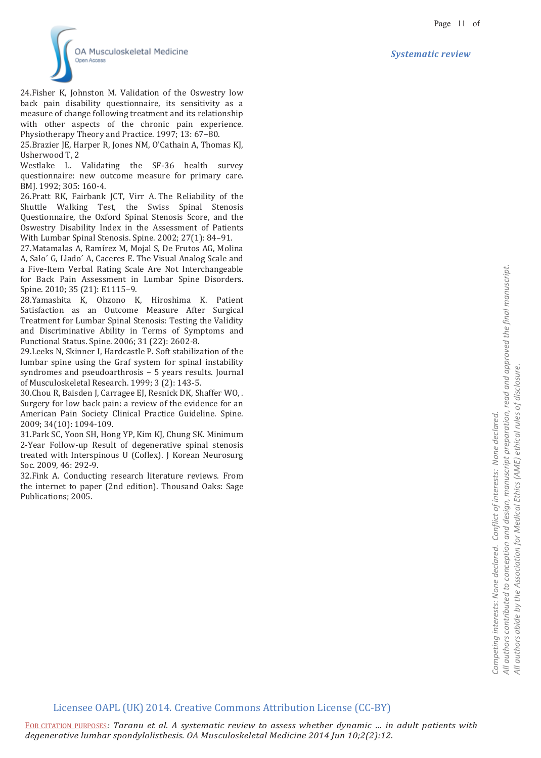24.Fisher K, Johnston M. Validation of the Oswestry low back pain disability questionnaire, its sensitivity as a measure of change following treatment and its relationship with other aspects of the chronic pain experience. Physiotherapy Theory and Practice. 1997; 13: 67–80.

25.Brazier JE, Harper R, Jones NM, O'Cathain A, Thomas KJ, Usherwood T, 2
Westlake L. Validating the SF-36 health survey questionnaire: new outcome measure for primary care. BMJ. 1992; 305: 160-4.

26.Pratt RK, Fairbank JCT, Virr A. The Reliability of the Shuttle Walking Test, the Swiss Spinal Stenosis Questionnaire, the Oxford Spinal Stenosis Score, and the Oswestry Disability Index in the Assessment of Patients With Lumbar Spinal Stenosis. Spine. 2002; 27(1): 84–91.

27.Matamalas A, Ramírez M, Mojal S, De Frutos AG, Molina A, Salo´ G, Llado´ A, Caceres E. The Visual Analog Scale and a Five-Item Verbal Rating Scale Are Not Interchangeable for Back Pain Assessment in Lumbar Spine Disorders. Spine. 2010; 35 (21): E1115–9.

28.Yamashita K, Ohzono K, Hiroshima K. Patient Satisfaction as an Outcome Measure After Surgical Treatment for Lumbar Spinal Stenosis: Testing the Validity and Discriminative Ability in Terms of Symptoms and Functional Status. Spine. 2006; 31 (22): 2602-8.

29.Leeks N, Skinner I, Hardcastle P. Soft stabilization of the lumbar spine using the Graf system for spinal instability syndromes and pseudoarthrosis – 5 years results. Journal of Musculoskeletal Research. 1999; 3 (2): 143-5.

30.Chou R, Baisden J, Carragee EJ, Resnick DK, Shaffer WO, . Surgery for low back pain: a review of the evidence for an American Pain Society Clinical Practice Guideline. Spine. 2009; 34(10): 1094-109.

31.Park SC, Yoon SH, Hong YP, Kim KJ, Chung SK. Minimum 2-Year Follow-up Result of degenerative spinal stenosis treated with Interspinous U (Coflex). J Korean Neurosurg Soc. 2009, 46: 292-9.

32.Fink A. Conducting research literature reviews. From the internet to paper (2nd edition). Thousand Oaks: Sage Publications; 2005.